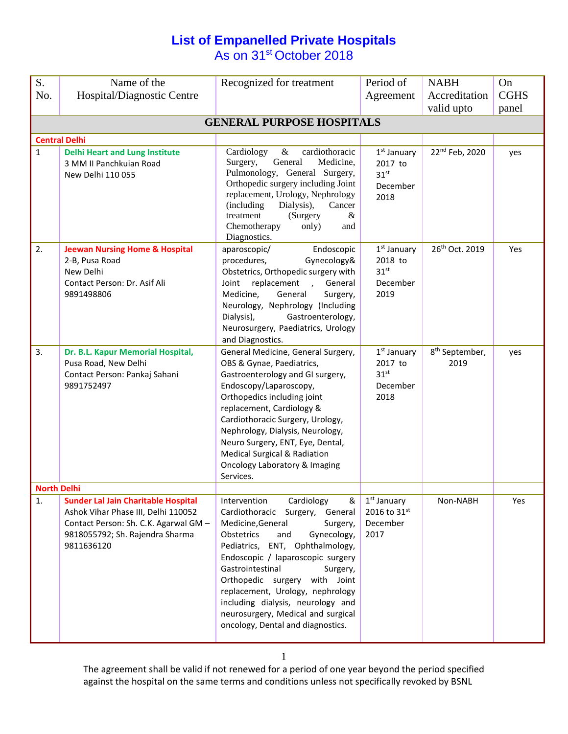# List of Empanelled Private Hospitals

As on 31st October 2018

| S. No. | Name of the Hospital/Diagnostic Centre | Recognized for treatment | Period of Agreement | NABH Accreditation valid upto | On CGHS panel |
|---|---|---|---|---|---|
| **GENERAL PURPOSE HOSPITALS** | | | | | |
| **Central Delhi** | | | | | |
| 1 | **Delhi Heart and Lung Institute** 3 MM II Panchkuian Road New Delhi 110 055 | Cardiology & cardiothoracic Surgery, General Medicine, Pulmonology, General Surgery, Orthopedic surgery including Joint replacement, Urology, Nephrology (including Dialysis), Cancer treatment (Surgery & Chemotherapy only) and Diagnostics. | 1st January 2017 to 31st December 2018 | 22nd Feb, 2020 | yes |
| 2. | **Jeewan Nursing Home & Hospital** 2-B, Pusa Road New Delhi Contact Person: Dr. Asif Ali 9891498806 | aparoscopic/ Endoscopic procedures, Gynecology& Obstetrics, Orthopedic surgery with Joint replacement , General Medicine, General Surgery, Neurology, Nephrology (Including Dialysis), Gastroenterology, Neurosurgery, Paediatrics, Urology and Diagnostics. | 1st January 2018 to 31st December 2019 | 26th Oct. 2019 | Yes |
| 3. | **Dr. B.L. Kapur Memorial Hospital,** Pusa Road, New Delhi Contact Person: Pankaj Sahani 9891752497 | General Medicine, General Surgery, OBS & Gynae, Paediatrics, Gastroenterology and GI surgery, Endoscopy/Laparoscopy, Orthopedics including joint replacement, Cardiology & Cardiothoracic Surgery, Urology, Nephrology, Dialysis, Neurology, Neuro Surgery, ENT, Eye, Dental, Medical Surgical & Radiation Oncology Laboratory & Imaging Services. | 1st January 2017 to 31st December 2018 | 8th September, 2019 | yes |
| **North Delhi** | | | | | |
| 1. | **Sunder Lal Jain Charitable Hospital** Ashok Vihar Phase III, Delhi 110052 Contact Person: Sh. C.K. Agarwal GM – 9818055792; Sh. Rajendra Sharma 9811636120 | Intervention Cardiology & Cardiothoracic Surgery, General Medicine,General Surgery, Obstetrics and Gynecology, Pediatrics, ENT, Ophthalmology, Endoscopic / laparoscopic surgery Gastrointestinal Surgery, Orthopedic surgery with Joint replacement, Urology, nephrology including dialysis, neurology and neurosurgery, Medical and surgical oncology, Dental and diagnostics. | 1st January 2016 to 31st December 2017 | Non-NABH | Yes |

The agreement shall be valid if not renewed for a period of one year beyond the period specified against the hospital on the same terms and conditions unless not specifically revoked by BSNL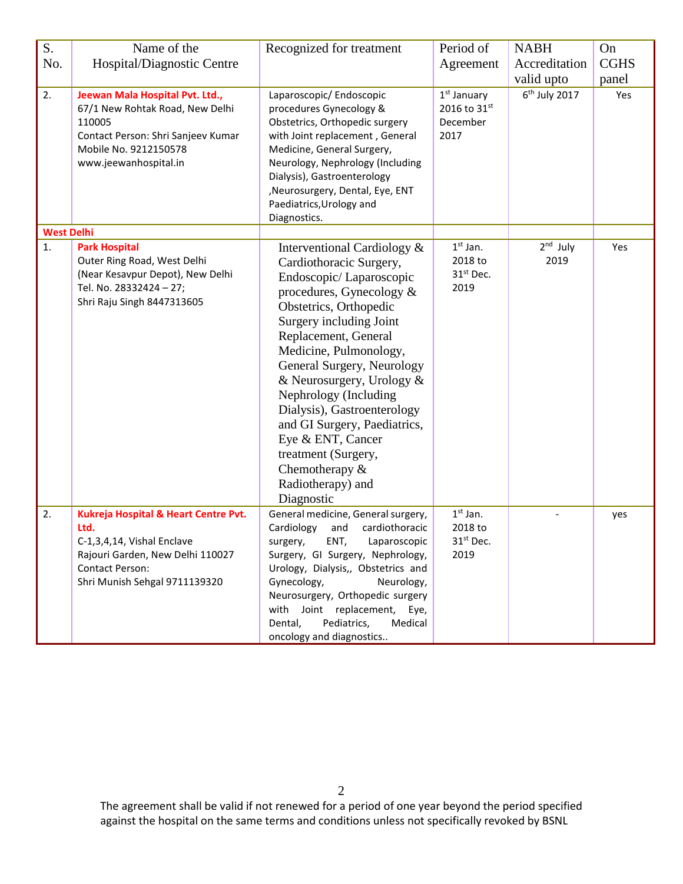| S. No. | Name of the Hospital/Diagnostic Centre | Recognized for treatment | Period of Agreement | NABH Accreditation valid upto | On CGHS panel |
|---|---|---|---|---|---|
| 2. | **Jeewan Mala Hospital Pvt. Ltd.,** 67/1 New Rohtak Road, New Delhi 110005 Contact Person: Shri Sanjeev Kumar Mobile No. 9212150578 www.jeewanhospital.in | Laparoscopic/ Endoscopic procedures Gynecology & Obstetrics, Orthopedic surgery with Joint replacement , General Medicine, General Surgery, Neurology, Nephrology (Including Dialysis), Gastroenterology ,Neurosurgery, Dental, Eye, ENT Paediatrics,Urology and Diagnostics. | 1st January 2016 to 31st December 2017 | 6th July 2017 | Yes |
| **West Delhi** | | | | | |
| 1. | **Park Hospital** Outer Ring Road, West Delhi (Near Kesavpur Depot), New Delhi Tel. No. 28332424 – 27; Shri Raju Singh 8447313605 | Interventional Cardiology & Cardiothoracic Surgery, Endoscopic/ Laparoscopic procedures, Gynecology & Obstetrics, Orthopedic Surgery including Joint Replacement, General Medicine, Pulmonology, General Surgery, Neurology & Neurosurgery, Urology & Nephrology (Including Dialysis), Gastroenterology and GI Surgery, Paediatrics, Eye & ENT, Cancer treatment (Surgery, Chemotherapy & Radiotherapy) and Diagnostic | 1st Jan. 2018 to 31st Dec. 2019 | 2nd July 2019 | Yes |
| 2. | **Kukreja Hospital & Heart Centre Pvt. Ltd.** C-1,3,4,14, Vishal Enclave Rajouri Garden, New Delhi 110027 Contact Person: Shri Munish Sehgal 9711139320 | General medicine, General surgery, Cardiology and cardiothoracic surgery, ENT, Laparoscopic Surgery, GI Surgery, Nephrology, Urology, Dialysis,, Obstetrics and Gynecology, Neurology, Neurosurgery, Orthopedic surgery with Joint replacement, Eye, Dental, Pediatrics, Medical oncology and diagnostics.. | 1st Jan. 2018 to 31st Dec. 2019 | - | yes |

The agreement shall be valid if not renewed for a period of one year beyond the period specified against the hospital on the same terms and conditions unless not specifically revoked by BSNL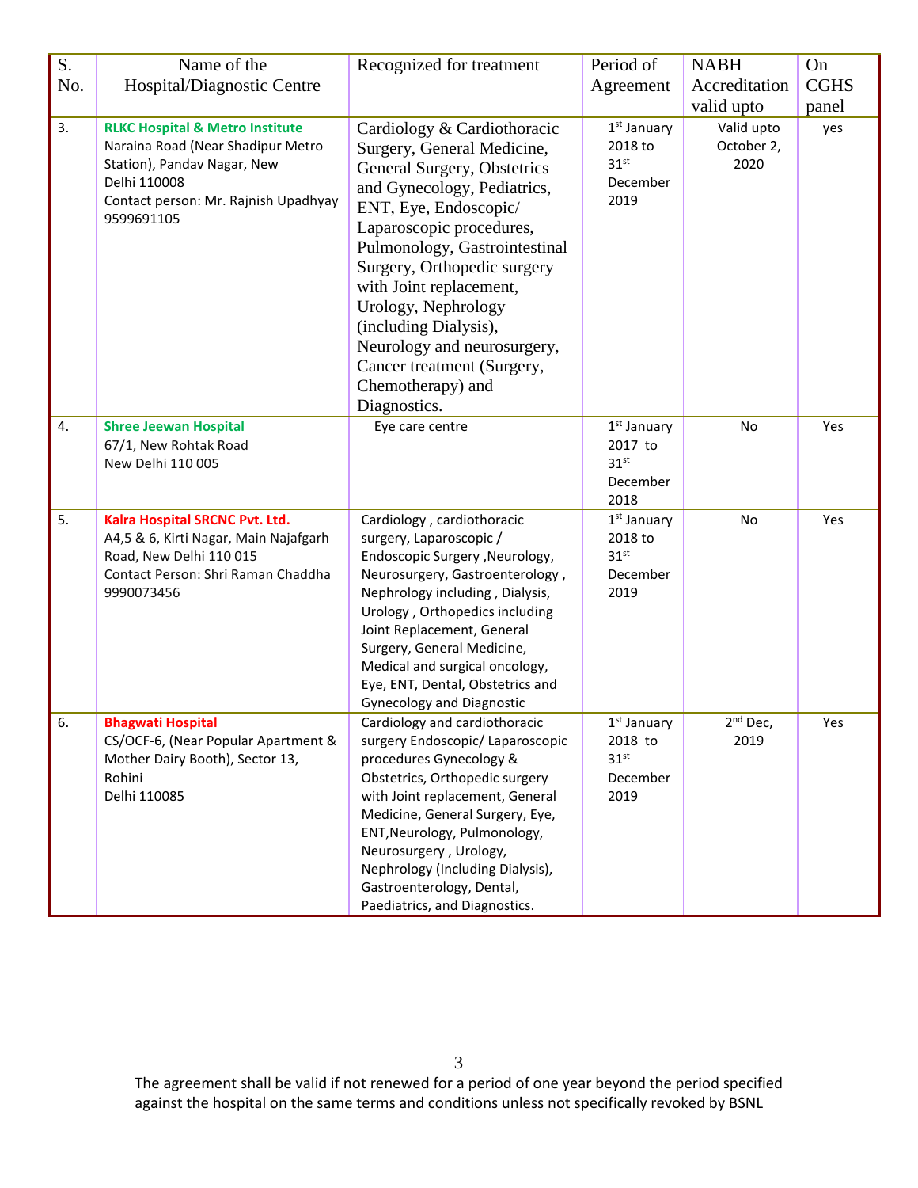| S. No. | Name of the Hospital/Diagnostic Centre | Recognized for treatment | Period of Agreement | NABH Accreditation valid upto | On CGHS panel |
|---|---|---|---|---|---|
| 3. | **RLKC Hospital & Metro Institute**<br>Naraina Road (Near Shadipur Metro Station), Pandav Nagar, New Delhi 110008<br>Contact person: Mr. Rajnish Upadhyay 9599691105 | Cardiology & Cardiothoracic Surgery, General Medicine, General Surgery, Obstetrics and Gynecology, Pediatrics, ENT, Eye, Endoscopic/ Laparoscopic procedures, Pulmonology, Gastrointestinal Surgery, Orthopedic surgery with Joint replacement, Urology, Nephrology (including Dialysis), Neurology and neurosurgery, Cancer treatment (Surgery, Chemotherapy) and Diagnostics. | 1st January 2018 to 31st December 2019 | Valid upto October 2, 2020 | yes |
| 4. | **Shree Jeewan Hospital**<br>67/1, New Rohtak Road<br>New Delhi 110 005 | Eye care centre | 1st January 2017 to 31st December 2018 | No | Yes |
| 5. | **Kalra Hospital SRCNC Pvt. Ltd.**<br>A4,5 & 6, Kirti Nagar, Main Najafgarh Road, New Delhi 110 015<br>Contact Person: Shri Raman Chaddha 9990073456 | Cardiology , cardiothoracic surgery, Laparoscopic / Endoscopic Surgery ,Neurology, Neurosurgery, Gastroenterology , Nephrology including , Dialysis, Urology , Orthopedics including Joint Replacement, General Surgery, General Medicine, Medical and surgical oncology, Eye, ENT, Dental, Obstetrics and Gynecology and Diagnostic | 1st January 2018 to 31st December 2019 | No | Yes |
| 6. | **Bhagwati Hospital**<br>CS/OCF-6, (Near Popular Apartment & Mother Dairy Booth), Sector 13, Rohini<br>Delhi 110085 | Cardiology and cardiothoracic surgery Endoscopic/ Laparoscopic procedures Gynecology & Obstetrics, Orthopedic surgery with Joint replacement, General Medicine, General Surgery, Eye, ENT,Neurology, Pulmonology, Neurosurgery , Urology, Nephrology (Including Dialysis), Gastroenterology, Dental, Paediatrics, and Diagnostics. | 1st January 2018 to 31st December 2019 | 2nd Dec, 2019 | Yes |

The agreement shall be valid if not renewed for a period of one year beyond the period specified against the hospital on the same terms and conditions unless not specifically revoked by BSNL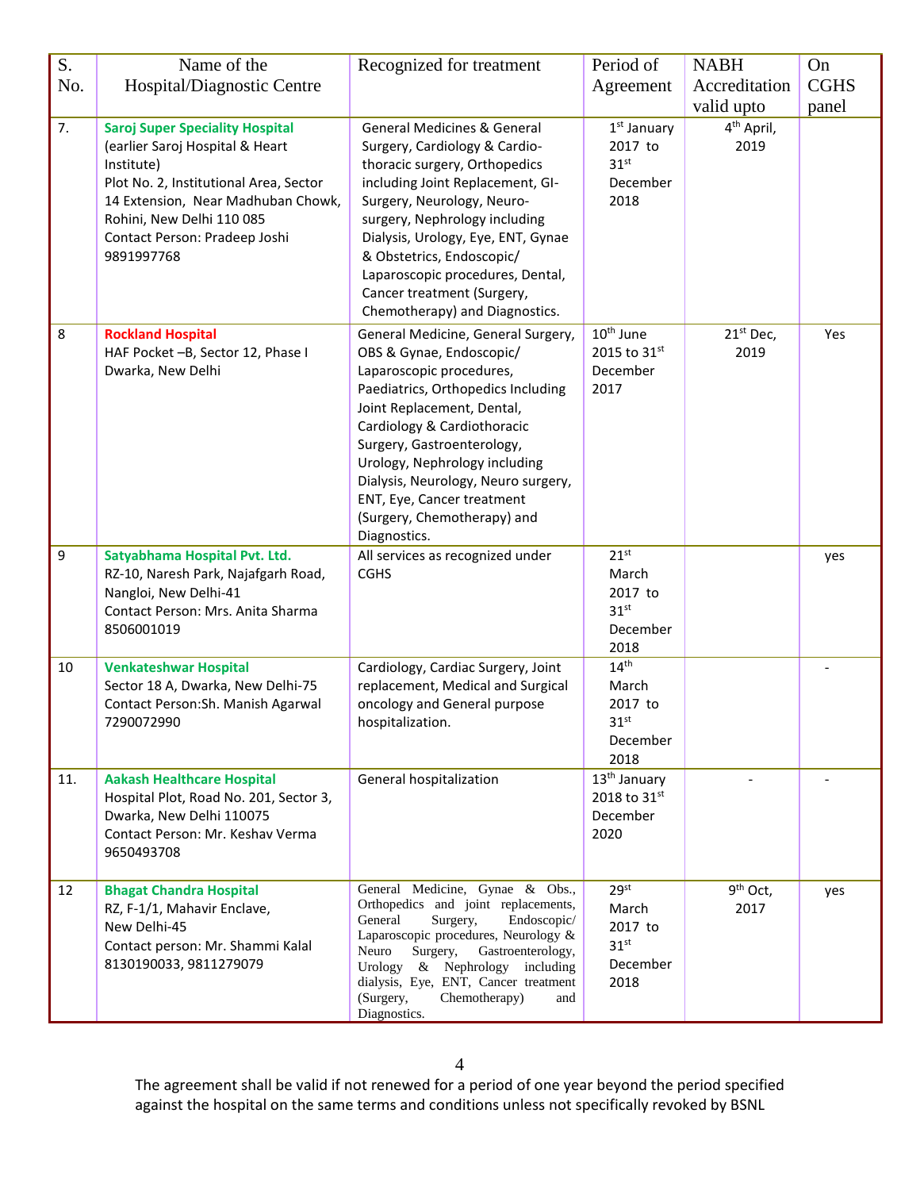| S. No. | Name of the Hospital/Diagnostic Centre | Recognized for treatment | Period of Agreement | NABH Accreditation valid upto | On CGHS panel |
|---|---|---|---|---|---|
| 7. | **Saroj Super Speciality Hospital** (earlier Saroj Hospital & Heart Institute) Plot No. 2, Institutional Area, Sector 14 Extension, Near Madhuban Chowk, Rohini, New Delhi 110 085 Contact Person: Pradeep Joshi 9891997768 | General Medicines & General Surgery, Cardiology & Cardio-thoracic surgery, Orthopedics including Joint Replacement, GI-Surgery, Neurology, Neuro-surgery, Nephrology including Dialysis, Urology, Eye, ENT, Gynae & Obstetrics, Endoscopic/ Laparoscopic procedures, Dental, Cancer treatment (Surgery, Chemotherapy) and Diagnostics. | 1st January 2017 to 31st December 2018 | 4th April, 2019 | |
| 8 | **Rockland Hospital** HAF Pocket –B, Sector 12, Phase I Dwarka, New Delhi | General Medicine, General Surgery, OBS & Gynae, Endoscopic/ Laparoscopic procedures, Paediatrics, Orthopedics Including Joint Replacement, Dental, Cardiology & Cardiothoracic Surgery, Gastroenterology, Urology, Nephrology including Dialysis, Neurology, Neuro surgery, ENT, Eye, Cancer treatment (Surgery, Chemotherapy) and Diagnostics. | 10th June 2015 to 31st December 2017 | 21st Dec, 2019 | Yes |
| 9 | **Satyabhama Hospital Pvt. Ltd.** RZ-10, Naresh Park, Najafgarh Road, Nangloi, New Delhi-41 Contact Person: Mrs. Anita Sharma 8506001019 | All services as recognized under CGHS | 21st March 2017 to 31st December 2018 | | yes |
| 10 | **Venkateshwar Hospital** Sector 18 A, Dwarka, New Delhi-75 Contact Person:Sh. Manish Agarwal 7290072990 | Cardiology, Cardiac Surgery, Joint replacement, Medical and Surgical oncology and General purpose hospitalization. | 14th March 2017 to 31st December 2018 | | - |
| 11. | **Aakash Healthcare Hospital** Hospital Plot, Road No. 201, Sector 3, Dwarka, New Delhi 110075 Contact Person: Mr. Keshav Verma 9650493708 | General hospitalization | 13th January 2018 to 31st December 2020 | - | - |
| 12 | **Bhagat Chandra Hospital** RZ, F-1/1, Mahavir Enclave, New Delhi-45 Contact person: Mr. Shammi Kalal 8130190033, 9811279079 | General Medicine, Gynae & Obs., Orthopedics and joint replacements, General Surgery, Endoscopic/ Laparoscopic procedures, Neurology & Neuro Surgery, Gastroenterology, Urology & Nephrology including dialysis, Eye, ENT, Cancer treatment (Surgery, Chemotherapy) and Diagnostics. | 29st March 2017 to 31st December 2018 | 9th Oct, 2017 | yes |

The agreement shall be valid if not renewed for a period of one year beyond the period specified against the hospital on the same terms and conditions unless not specifically revoked by BSNL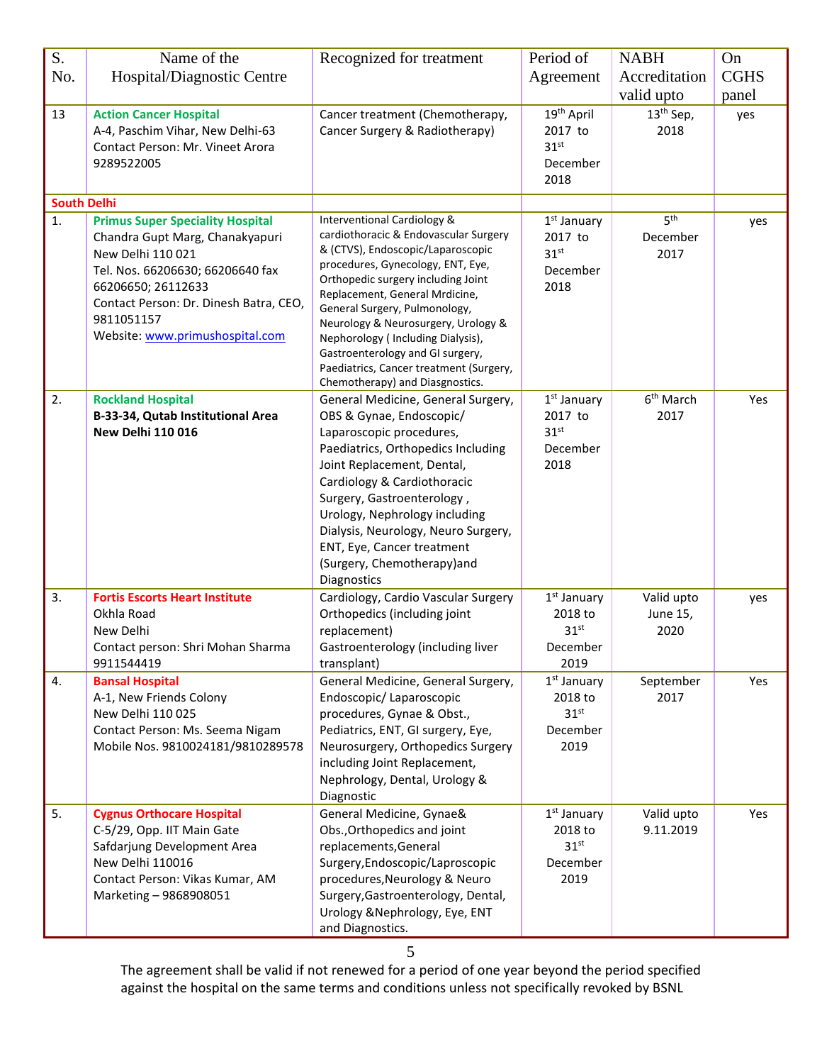| S. No. | Name of the Hospital/Diagnostic Centre | Recognized for treatment | Period of Agreement | NABH Accreditation valid upto | On CGHS panel |
|---|---|---|---|---|---|
| 13 | **Action Cancer Hospital**<br>A-4, Paschim Vihar, New Delhi-63<br>Contact Person: Mr. Vineet Arora<br>9289522005 | Cancer treatment (Chemotherapy, Cancer Surgery & Radiotherapy) | 19th April 2017 to 31st December 2018 | 13th Sep, 2018 | yes |
| **South Delhi** | | | | | |
| 1. | **Primus Super Speciality Hospital**<br>Chandra Gupt Marg, Chanakyapuri<br>New Delhi 110 021<br>Tel. Nos. 66206630; 66206640 fax 66206650; 26112633<br>Contact Person: Dr. Dinesh Batra, CEO, 9811051157<br>Website: www.primushospital.com | Interventional Cardiology & cardiothoracic & Endovascular Surgery & (CTVS), Endoscopic/Laparoscopic procedures, Gynecology, ENT, Eye, Orthopedic surgery including Joint Replacement, General Mrdicine, General Surgery, Pulmonology, Neurology & Neurosurgery, Urology & Nephorology ( Including Dialysis), Gastroenterology and GI surgery, Paediatrics, Cancer treatment (Surgery, Chemotherapy) and Diagnostics. | 1st January 2017 to 31st December 2018 | 5th December 2017 | yes |
| 2. | **Rockland Hospital**<br>**B-33-34, Qutab Institutional Area**<br>**New Delhi 110 016** | General Medicine, General Surgery, OBS & Gynae, Endoscopic/ Laparoscopic procedures, Paediatrics, Orthopedics Including Joint Replacement, Dental, Cardiology & Cardiothoracic Surgery, Gastroenterology , Urology, Nephrology including Dialysis, Neurology, Neuro Surgery, ENT, Eye, Cancer treatment (Surgery, Chemotherapy)and Diagnostics | 1st January 2017 to 31st December 2018 | 6th March 2017 | Yes |
| 3. | **Fortis Escorts Heart Institute**<br>Okhla Road<br>New Delhi<br>Contact person: Shri Mohan Sharma<br>9911544419 | Cardiology, Cardio Vascular Surgery<br>Orthopedics (including joint replacement)<br>Gastroenterology (including liver transplant) | 1st January 2018 to 31st December 2019 | Valid upto June 15, 2020 | yes |
| 4. | **Bansal Hospital**<br>A-1, New Friends Colony<br>New Delhi 110 025<br>Contact Person: Ms. Seema Nigam<br>Mobile Nos. 9810024181/9810289578 | General Medicine, General Surgery, Endoscopic/ Laparoscopic procedures, Gynae & Obst., Pediatrics, ENT, GI surgery, Eye, Neurosurgery, Orthopedics Surgery including Joint Replacement, Nephrology, Dental, Urology & Diagnostic | 1st January 2018 to 31st December 2019 | September 2017 | Yes |
| 5. | **Cygnus Orthocare Hospital**<br>C-5/29, Opp. IIT Main Gate<br>Safdarjung Development Area<br>New Delhi 110016<br>Contact Person: Vikas Kumar, AM Marketing – 9868908051 | General Medicine, Gynae& Obs.,Orthopedics and joint replacements,General Surgery,Endoscopic/Laproscopic procedures,Neurology & Neuro Surgery,Gastroenterology, Dental, Urology &Nephrology, Eye, ENT and Diagnostics. | 1st January 2018 to 31st December 2019 | Valid upto 9.11.2019 | Yes |

The agreement shall be valid if not renewed for a period of one year beyond the period specified against the hospital on the same terms and conditions unless not specifically revoked by BSNL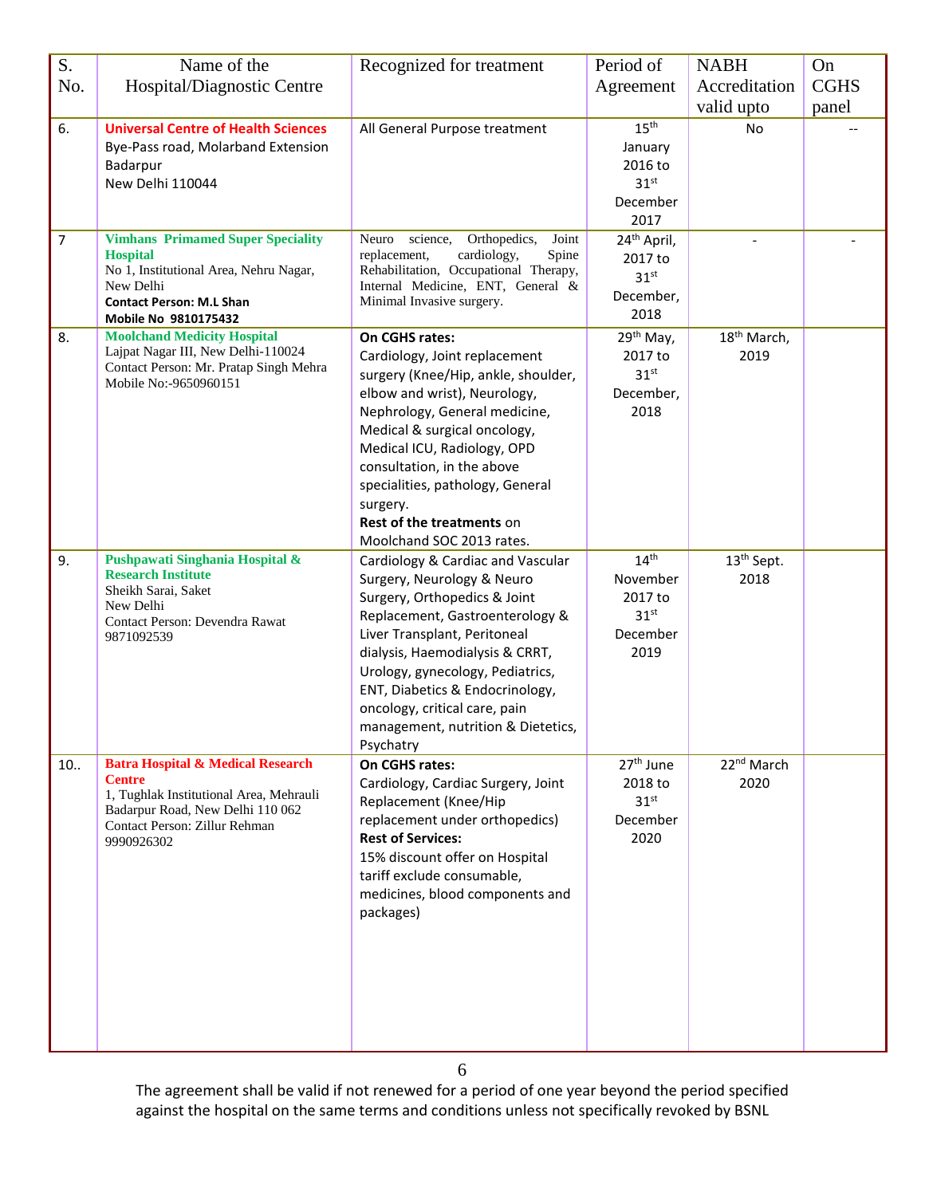| S. No. | Name of the Hospital/Diagnostic Centre | Recognized for treatment | Period of Agreement | NABH Accreditation valid upto | On CGHS panel |
|---|---|---|---|---|---|
| 6. | **Universal Centre of Health Sciences** Bye-Pass road, Molarband Extension Badarpur New Delhi 110044 | All General Purpose treatment | 15th January 2016 to 31st December 2017 | No | -- |
| 7 | **Vimhans Primamed Super Speciality Hospital** No 1, Institutional Area, Nehru Nagar, New Delhi **Contact Person: M.L Shan** **Mobile No 9810175432** | Neuro science, Orthopedics, Joint replacement, cardiology, Spine Rehabilitation, Occupational Therapy, Internal Medicine, ENT, General & Minimal Invasive surgery. | 24th April, 2017 to 31st December, 2018 | - | - |
| 8. | **Moolchand Medicity Hospital** Lajpat Nagar III, New Delhi-110024 Contact Person: Mr. Pratap Singh Mehra Mobile No:-9650960151 | **On CGHS rates:** Cardiology, Joint replacement surgery (Knee/Hip, ankle, shoulder, elbow and wrist), Neurology, Nephrology, General medicine, Medical & surgical oncology, Medical ICU, Radiology, OPD consultation, in the above specialities, pathology, General surgery. **Rest of the treatments** on Moolchand SOC 2013 rates. | 29th May, 2017 to 31st December, 2018 | 18th March, 2019 | |
| 9. | **Pushpawati Singhania Hospital & Research Institute** Sheikh Sarai, Saket New Delhi Contact Person: Devendra Rawat 9871092539 | Cardiology & Cardiac and Vascular Surgery, Neurology & Neuro Surgery, Orthopedics & Joint Replacement, Gastroenterology & Liver Transplant, Peritoneal dialysis, Haemodialysis & CRRT, Urology, gynecology, Pediatrics, ENT, Diabetics & Endocrinology, oncology, critical care, pain management, nutrition & Dietetics, Psychatry | 14th November 2017 to 31st December 2019 | 13th Sept. 2018 | |
| 10.. | **Batra Hospital & Medical Research Centre** 1, Tughlak Institutional Area, Mehrauli Badarpur Road, New Delhi 110 062 Contact Person: Zillur Rehman 9990926302 | **On CGHS rates:** Cardiology, Cardiac Surgery, Joint Replacement (Knee/Hip replacement under orthopedics) **Rest of Services:** 15% discount offer on Hospital tariff exclude consumable, medicines, blood components and packages) | 27th June 2018 to 31st December 2020 | 22nd March 2020 | |

The agreement shall be valid if not renewed for a period of one year beyond the period specified against the hospital on the same terms and conditions unless not specifically revoked by BSNL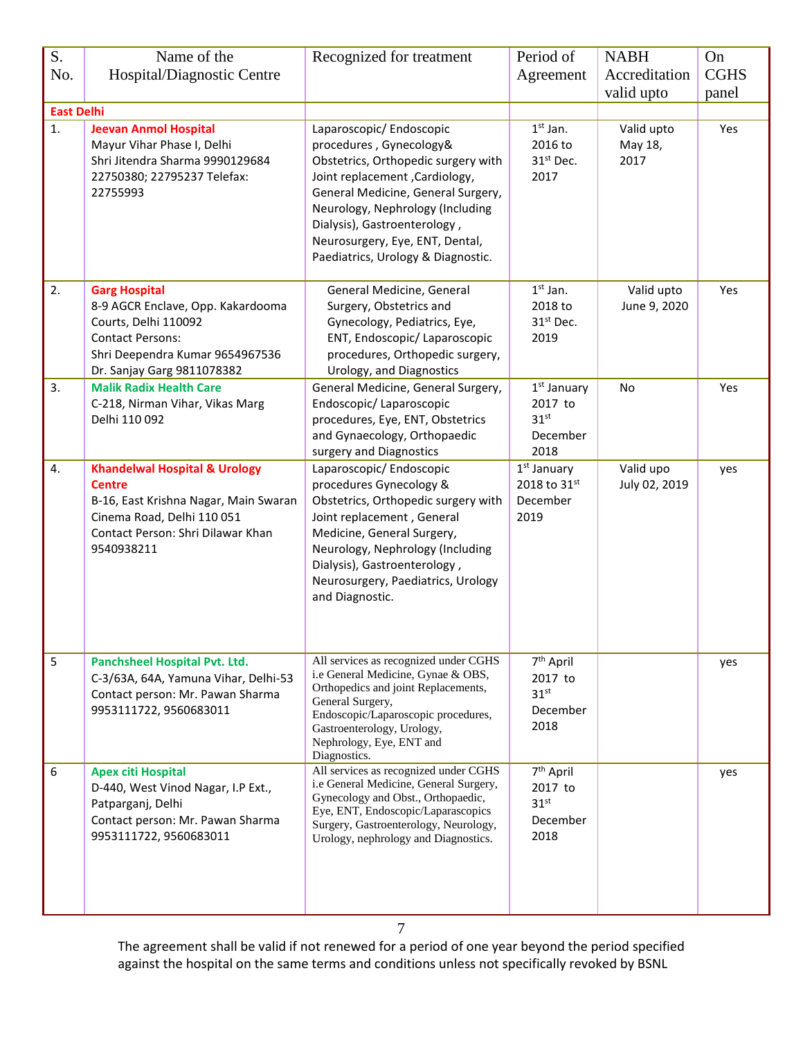| S. No. | Name of the Hospital/Diagnostic Centre | Recognized for treatment | Period of Agreement | NABH Accreditation valid upto | On CGHS panel |
|---|---|---|---|---|---|
| **East Delhi** | | | | | |
| 1. | **Jeevan Anmol Hospital** Mayur Vihar Phase I, Delhi Shri Jitendra Sharma 9990129684 22750380; 22795237 Telefax: 22755993 | Laparoscopic/ Endoscopic procedures , Gynecology& Obstetrics, Orthopedic surgery with Joint replacement ,Cardiology, General Medicine, General Surgery, Neurology, Nephrology (Including Dialysis), Gastroenterology , Neurosurgery, Eye, ENT, Dental, Paediatrics, Urology & Diagnostic. | 1st Jan. 2016 to 31st Dec. 2017 | Valid upto May 18, 2017 | Yes |
| 2. | **Garg Hospital** 8-9 AGCR Enclave, Opp. Kakardooma Courts, Delhi 110092 Contact Persons: Shri Deependra Kumar 9654967536 Dr. Sanjay Garg 9811078382 | General Medicine, General Surgery, Obstetrics and Gynecology, Pediatrics, Eye, ENT, Endoscopic/ Laparoscopic procedures, Orthopedic surgery, Urology, and Diagnostics | 1st Jan. 2018 to 31st Dec. 2019 | Valid upto June 9, 2020 | Yes |
| 3. | **Malik Radix Health Care** C-218, Nirman Vihar, Vikas Marg Delhi 110 092 | General Medicine, General Surgery, Endoscopic/ Laparoscopic procedures, Eye, ENT, Obstetrics and Gynaecology, Orthopaedic surgery and Diagnostics | 1st January 2017 to 31st December 2018 | No | Yes |
| 4. | **Khandelwal Hospital & Urology Centre** B-16, East Krishna Nagar, Main Swaran Cinema Road, Delhi 110 051 Contact Person: Shri Dilawar Khan 9540938211 | Laparoscopic/ Endoscopic procedures Gynecology & Obstetrics, Orthopedic surgery with Joint replacement , General Medicine, General Surgery, Neurology, Nephrology (Including Dialysis), Gastroenterology , Neurosurgery, Paediatrics, Urology and Diagnostic. | 1st January 2018 to 31st December 2019 | Valid upo July 02, 2019 | yes |
| 5 | **Panchsheel Hospital Pvt. Ltd.** C-3/63A, 64A, Yamuna Vihar, Delhi-53 Contact person: Mr. Pawan Sharma 9953111722, 9560683011 | All services as recognized under CGHS i.e General Medicine, Gynae & OBS, Orthopedics and joint Replacements, General Surgery, Endoscopic/Laparoscopic procedures, Gastroenterology, Urology, Nephrology, Eye, ENT and Diagnostics. | 7th April 2017 to 31st December 2018 | | yes |
| 6 | **Apex citi Hospital** D-440, West Vinod Nagar, I.P Ext., Patparganj, Delhi Contact person: Mr. Pawan Sharma 9953111722, 9560683011 | All services as recognized under CGHS i.e General Medicine, General Surgery, Gynecology and Obst., Orthopaedic, Eye, ENT, Endoscopic/Laparascopics Surgery, Gastroenterology, Neurology, Urology, nephrology and Diagnostics. | 7th April 2017 to 31st December 2018 | | yes |

The agreement shall be valid if not renewed for a period of one year beyond the period specified against the hospital on the same terms and conditions unless not specifically revoked by BSNL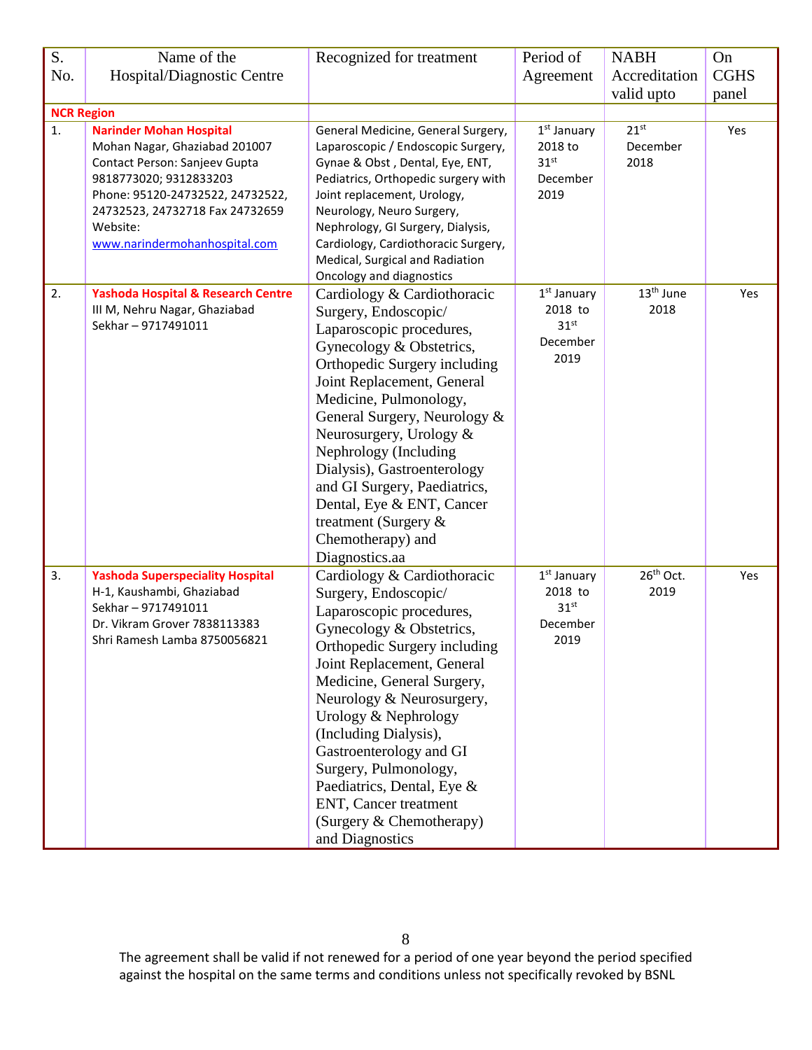| S. No. | Name of the Hospital/Diagnostic Centre | Recognized for treatment | Period of Agreement | NABH Accreditation valid upto | On CGHS panel |
|---|---|---|---|---|---|
| **NCR Region** | | | | | |
| 1. | **Narinder Mohan Hospital**<br>Mohan Nagar, Ghaziabad 201007<br>Contact Person: Sanjeev Gupta 9818773020; 9312833203<br>Phone: 95120-24732522, 24732522, 24732523, 24732718 Fax 24732659<br>Website: www.narindermohanhospital.com | General Medicine, General Surgery, Laparoscopic / Endoscopic Surgery, Gynae & Obst , Dental, Eye, ENT, Pediatrics, Orthopedic surgery with Joint replacement, Urology, Neurology, Neuro Surgery, Nephrology, GI Surgery, Dialysis, Cardiology, Cardiothoracic Surgery, Medical, Surgical and Radiation Oncology and diagnostics | 1st January 2018 to 31st December 2019 | 21st December 2018 | Yes |
| 2. | **Yashoda Hospital & Research Centre**<br>III M, Nehru Nagar, Ghaziabad<br>Sekhar – 9717491011 | Cardiology & Cardiothoracic Surgery, Endoscopic/ Laparoscopic procedures, Gynecology & Obstetrics, Orthopedic Surgery including Joint Replacement, General Medicine, Pulmonology, General Surgery, Neurology & Neurosurgery, Urology & Nephrology (Including Dialysis), Gastroenterology and GI Surgery, Paediatrics, Dental, Eye & ENT, Cancer treatment (Surgery & Chemotherapy) and Diagnostics.aa | 1st January 2018 to 31st December 2019 | 13th June 2018 | Yes |
| 3. | **Yashoda Superspeciality Hospital**<br>H-1, Kaushambi, Ghaziabad<br>Sekhar – 9717491011<br>Dr. Vikram Grover 7838113383<br>Shri Ramesh Lamba 8750056821 | Cardiology & Cardiothoracic Surgery, Endoscopic/ Laparoscopic procedures, Gynecology & Obstetrics, Orthopedic Surgery including Joint Replacement, General Medicine, General Surgery, Neurology & Neurosurgery, Urology & Nephrology (Including Dialysis), Gastroenterology and GI Surgery, Pulmonology, Paediatrics, Dental, Eye & ENT, Cancer treatment (Surgery & Chemotherapy) and Diagnostics | 1st January 2018 to 31st December 2019 | 26th Oct. 2019 | Yes |

The agreement shall be valid if not renewed for a period of one year beyond the period specified against the hospital on the same terms and conditions unless not specifically revoked by BSNL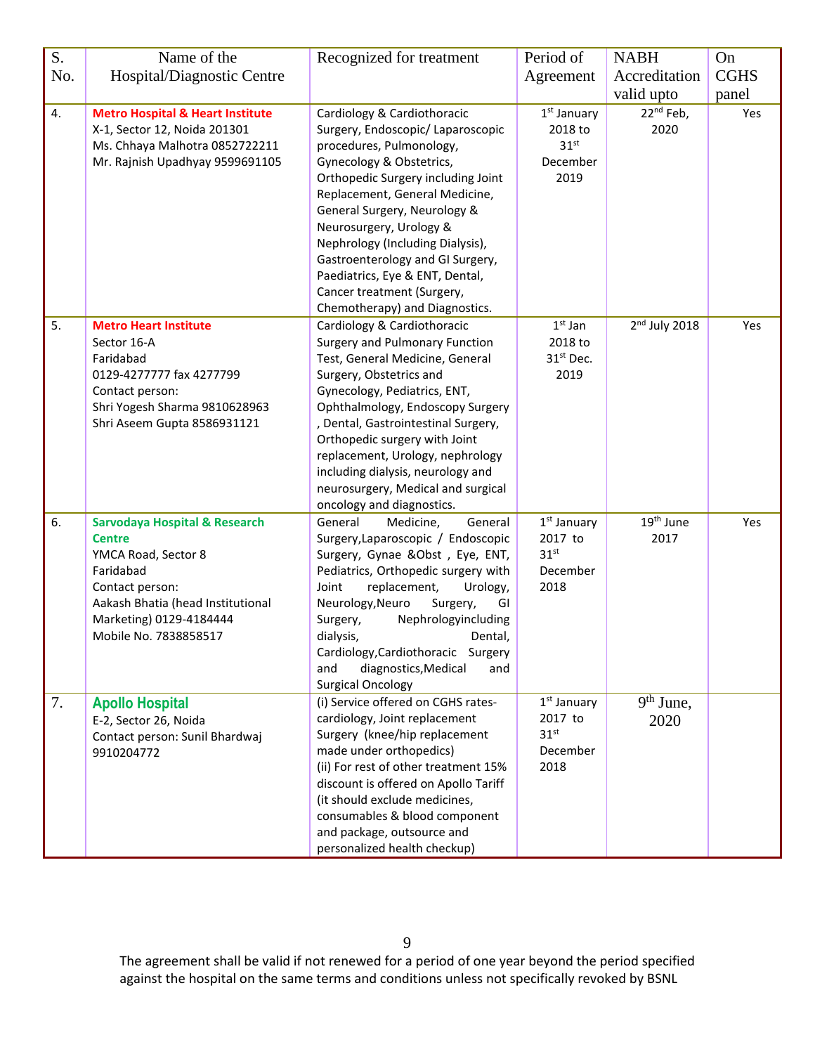| S. No. | Name of the Hospital/Diagnostic Centre | Recognized for treatment | Period of Agreement | NABH Accreditation valid upto | On CGHS panel |
|---|---|---|---|---|---|
| 4. | **Metro Hospital & Heart Institute** X-1, Sector 12, Noida 201301 Ms. Chhaya Malhotra 0852722211 Mr. Rajnish Upadhyay 9599691105 | Cardiology & Cardiothoracic Surgery, Endoscopic/ Laparoscopic procedures, Pulmonology, Gynecology & Obstetrics, Orthopedic Surgery including Joint Replacement, General Medicine, General Surgery, Neurology & Neurosurgery, Urology & Nephrology (Including Dialysis), Gastroenterology and GI Surgery, Paediatrics, Eye & ENT, Dental, Cancer treatment (Surgery, Chemotherapy) and Diagnostics. | 1st January 2018 to 31st December 2019 | 22nd Feb, 2020 | Yes |
| 5. | **Metro Heart Institute** Sector 16-A Faridabad 0129-4277777 fax 4277799 Contact person: Shri Yogesh Sharma 9810628963 Shri Aseem Gupta 8586931121 | Cardiology & Cardiothoracic Surgery and Pulmonary Function Test, General Medicine, General Surgery, Obstetrics and Gynecology, Pediatrics, ENT, Ophthalmology, Endoscopy Surgery , Dental, Gastrointestinal Surgery, Orthopedic surgery with Joint replacement, Urology, nephrology including dialysis, neurology and neurosurgery, Medical and surgical oncology and diagnostics. | 1st Jan 2018 to 31st Dec. 2019 | 2nd July 2018 | Yes |
| 6. | **Sarvodaya Hospital & Research Centre** YMCA Road, Sector 8 Faridabad Contact person: Aakash Bhatia (head Institutional Marketing) 0129-4184444 Mobile No. 7838858517 | General Medicine, General Surgery,Laparoscopic / Endoscopic Surgery, Gynae &Obst , Eye, ENT, Pediatrics, Orthopedic surgery with Joint replacement, Urology, Neurology,Neuro Surgery, GI Surgery, Nephrologyincluding dialysis, Dental, Cardiology,Cardiothoracic Surgery and diagnostics,Medical and Surgical Oncology | 1st January 2017 to 31st December 2018 | 19th June 2017 | Yes |
| 7. | **Apollo Hospital** E-2, Sector 26, Noida Contact person: Sunil Bhardwaj 9910204772 | (i) Service offered on CGHS rates- cardiology, Joint replacement Surgery (knee/hip replacement made under orthopedics) (ii) For rest of other treatment 15% discount is offered on Apollo Tariff (it should exclude medicines, consumables & blood component and package, outsource and personalized health checkup) | 1st January 2017 to 31st December 2018 | 9th June, 2020 | |

The agreement shall be valid if not renewed for a period of one year beyond the period specified against the hospital on the same terms and conditions unless not specifically revoked by BSNL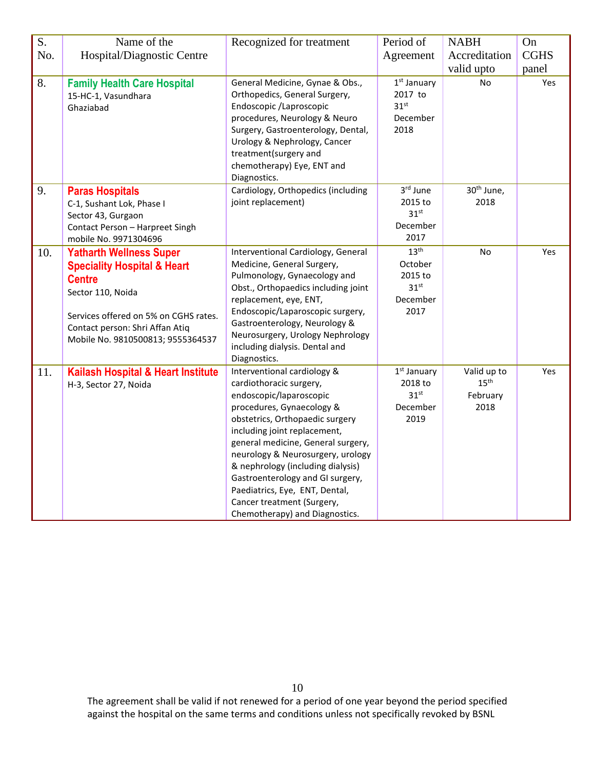| S. No. | Name of the Hospital/Diagnostic Centre | Recognized for treatment | Period of Agreement | NABH Accreditation valid upto | On CGHS panel |
|---|---|---|---|---|---|
| 8. | **Family Health Care Hospital**<br>15-HC-1, Vasundhara<br>Ghaziabad | General Medicine, Gynae & Obs., Orthopedics, General Surgery, Endoscopic /Laproscopic procedures, Neurology & Neuro Surgery, Gastroenterology, Dental, Urology & Nephrology, Cancer treatment(surgery and chemotherapy) Eye, ENT and Diagnostics. | 1st January 2017 to 31st December 2018 | No | Yes |
| 9. | **Paras Hospitals**<br>C-1, Sushant Lok, Phase I<br>Sector 43, Gurgaon<br>Contact Person – Harpreet Singh mobile No. 9971304696 | Cardiology, Orthopedics (including joint replacement) | 3rd June 2015 to 31st December 2017 | 30th June, 2018 | |
| 10. | **Yatharth Wellness Super Speciality Hospital & Heart Centre**<br>Sector 110, Noida<br><br>Services offered on 5% on CGHS rates.<br>Contact person: Shri Affan Atiq<br>Mobile No. 9810500813; 9555364537 | Interventional Cardiology, General Medicine, General Surgery, Pulmonology, Gynaecology and Obst., Orthopaedics including joint replacement, eye, ENT, Endoscopic/Laparoscopic surgery, Gastroenterology, Neurology & Neurosurgery, Urology Nephrology including dialysis. Dental and Diagnostics. | 13th October 2015 to 31st December 2017 | No | Yes |
| 11. | **Kailash Hospital & Heart Institute**<br>H-3, Sector 27, Noida | Interventional cardiology & cardiothoracic surgery, endoscopic/laparoscopic procedures, Gynaecology & obstetrics, Orthopaedic surgery including joint replacement, general medicine, General surgery, neurology & Neurosurgery, urology & nephrology (including dialysis) Gastroenterology and GI surgery, Paediatrics, Eye, ENT, Dental, Cancer treatment (Surgery, Chemotherapy) and Diagnostics. | 1st January 2018 to 31st December 2019 | Valid up to 15th February 2018 | Yes |

The agreement shall be valid if not renewed for a period of one year beyond the period specified against the hospital on the same terms and conditions unless not specifically revoked by BSNL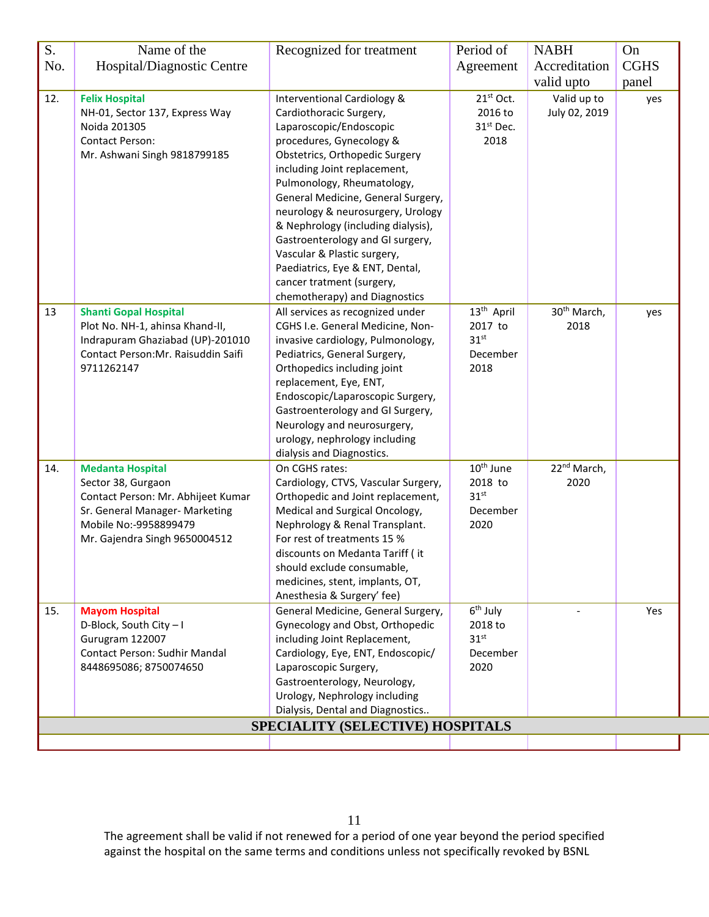| S. No. | Name of the Hospital/Diagnostic Centre | Recognized for treatment | Period of Agreement | NABH Accreditation valid upto | On CGHS panel |
|---|---|---|---|---|---|
| 12. | **Felix Hospital** NH-01, Sector 137, Express Way Noida 201305 Contact Person: Mr. Ashwani Singh 9818799185 | Interventional Cardiology & Cardiothoracic Surgery, Laparoscopic/Endoscopic procedures, Gynecology & Obstetrics, Orthopedic Surgery including Joint replacement, Pulmonology, Rheumatology, General Medicine, General Surgery, neurology & neurosurgery, Urology & Nephrology (including dialysis), Gastroenterology and GI surgery, Vascular & Plastic surgery, Paediatrics, Eye & ENT, Dental, cancer tratment (surgery, chemotherapy) and Diagnostics | 21st Oct. 2016 to 31st Dec. 2018 | Valid up to July 02, 2019 | yes |
| 13 | **Shanti Gopal Hospital** Plot No. NH-1, ahinsa Khand-II, Indrapuram Ghaziabad (UP)-201010 Contact Person:Mr. Raisuddin Saifi 9711262147 | All services as recognized under CGHS I.e. General Medicine, Non-invasive cardiology, Pulmonology, Pediatrics, General Surgery, Orthopedics including joint replacement, Eye, ENT, Endoscopic/Laparoscopic Surgery, Gastroenterology and GI Surgery, Neurology and neurosurgery, urology, nephrology including dialysis and Diagnostics. | 13th April 2017 to 31st December 2018 | 30th March, 2018 | yes |
| 14. | **Medanta Hospital** Sector 38, Gurgaon Contact Person: Mr. Abhijeet Kumar Sr. General Manager- Marketing Mobile No:-9958899479 Mr. Gajendra Singh 9650004512 | On CGHS rates: Cardiology, CTVS, Vascular Surgery, Orthopedic and Joint replacement, Medical and Surgical Oncology, Nephrology & Renal Transplant. For rest of treatments 15 % discounts on Medanta Tariff ( it should exclude consumable, medicines, stent, implants, OT, Anesthesia & Surgery' fee) | 10th June 2018 to 31st December 2020 | 22nd March, 2020 | |
| 15. | **Mayom Hospital** D-Block, South City – I Gurugram 122007 Contact Person: Sudhir Mandal 8448695086; 8750074650 | General Medicine, General Surgery, Gynecology and Obst, Orthopedic including Joint Replacement, Cardiology, Eye, ENT, Endoscopic/ Laparoscopic Surgery, Gastroenterology, Neurology, Urology, Nephrology including Dialysis, Dental and Diagnostics.. | 6th July 2018 to 31st December 2020 | - | Yes |
| **SPECIALITY (SELECTIVE) HOSPITALS** | | | | | |
| | | | | | |

The agreement shall be valid if not renewed for a period of one year beyond the period specified against the hospital on the same terms and conditions unless not specifically revoked by BSNL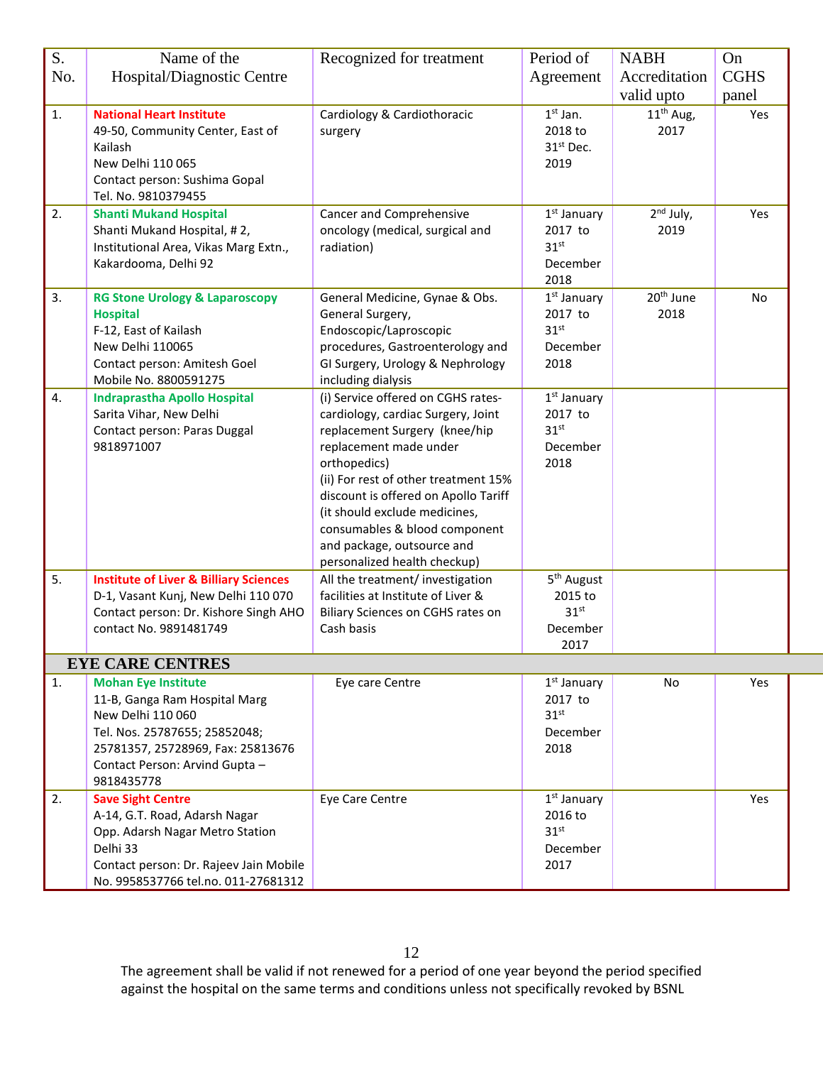| S. No. | Name of the Hospital/Diagnostic Centre | Recognized for treatment | Period of Agreement | NABH Accreditation valid upto | On CGHS panel |
|---|---|---|---|---|---|
| 1. | **National Heart Institute** 49-50, Community Center, East of Kailash New Delhi 110 065 Contact person: Sushima Gopal Tel. No. 9810379455 | Cardiology & Cardiothoracic surgery | 1st Jan. 2018 to 31st Dec. 2019 | 11th Aug, 2017 | Yes |
| 2. | **Shanti Mukand Hospital** Shanti Mukand Hospital, # 2, Institutional Area, Vikas Marg Extn., Kakardooma, Delhi 92 | Cancer and Comprehensive oncology (medical, surgical and radiation) | 1st January 2017 to 31st December 2018 | 2nd July, 2019 | Yes |
| 3. | **RG Stone Urology & Laparoscopy Hospital** F-12, East of Kailash New Delhi 110065 Contact person: Amitesh Goel Mobile No. 8800591275 | General Medicine, Gynae & Obs. General Surgery, Endoscopic/Laproscopic procedures, Gastroenterology and GI Surgery, Urology & Nephrology including dialysis | 1st January 2017 to 31st December 2018 | 20th June 2018 | No |
| 4. | **Indraprastha Apollo Hospital** Sarita Vihar, New Delhi Contact person: Paras Duggal 9818971007 | (i) Service offered on CGHS rates- cardiology, cardiac Surgery, Joint replacement Surgery (knee/hip replacement made under orthopedics) (ii) For rest of other treatment 15% discount is offered on Apollo Tariff (it should exclude medicines, consumables & blood component and package, outsource and personalized health checkup) | 1st January 2017 to 31st December 2018 | | |
| 5. | **Institute of Liver & Billiary Sciences** D-1, Vasant Kunj, New Delhi 110 070 Contact person: Dr. Kishore Singh AHO contact No. 9891481749 | All the treatment/ investigation facilities at Institute of Liver & Biliary Sciences on CGHS rates on Cash basis | 5th August 2015 to 31st December 2017 | | |
| **EYE CARE CENTRES** | | | | | |
| 1. | **Mohan Eye Institute** 11-B, Ganga Ram Hospital Marg New Delhi 110 060 Tel. Nos. 25787655; 25852048; 25781357, 25728969, Fax: 25813676 Contact Person: Arvind Gupta – 9818435778 | Eye care Centre | 1st January 2017 to 31st December 2018 | No | Yes |
| 2. | **Save Sight Centre** A-14, G.T. Road, Adarsh Nagar Opp. Adarsh Nagar Metro Station Delhi 33 Contact person: Dr. Rajeev Jain Mobile No. 9958537766 tel.no. 011-27681312 | Eye Care Centre | 1st January 2016 to 31st December 2017 | | Yes |

The agreement shall be valid if not renewed for a period of one year beyond the period specified against the hospital on the same terms and conditions unless not specifically revoked by BSNL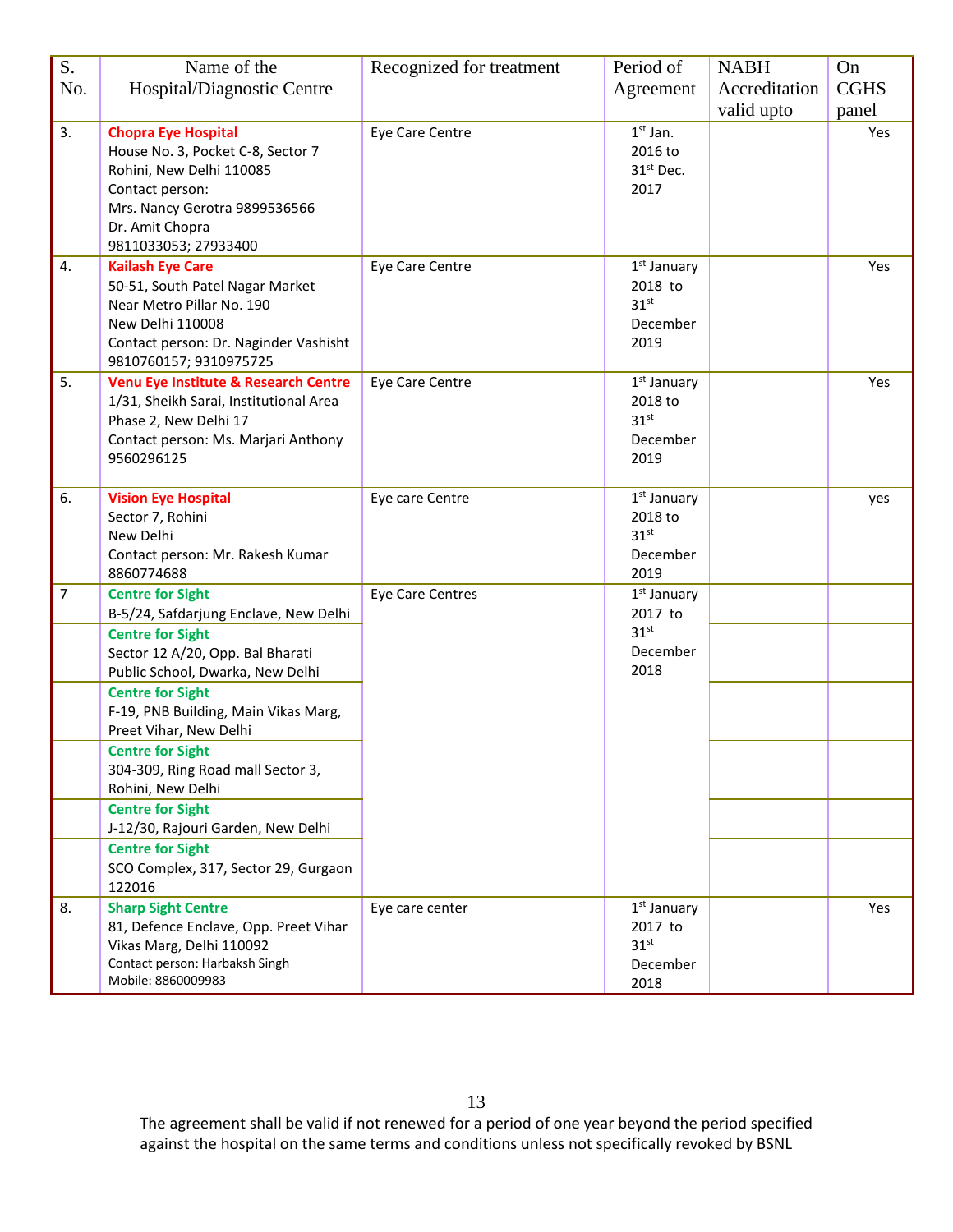| S. No. | Name of the Hospital/Diagnostic Centre | Recognized for treatment | Period of Agreement | NABH Accreditation valid upto | On CGHS panel |
|---|---|---|---|---|---|
| 3. | **Chopra Eye Hospital**<br>House No. 3, Pocket C-8, Sector 7<br>Rohini, New Delhi 110085<br>Contact person:<br>Mrs. Nancy Gerotra 9899536566<br>Dr. Amit Chopra<br>9811033053; 27933400 | Eye Care Centre | 1st Jan. 2016 to 31st Dec. 2017 | | Yes |
| 4. | **Kailash Eye Care**<br>50-51, South Patel Nagar Market<br>Near Metro Pillar No. 190<br>New Delhi 110008<br>Contact person: Dr. Naginder Vashisht<br>9810760157; 9310975725 | Eye Care Centre | 1st January 2018 to 31st December 2019 | | Yes |
| 5. | **Venu Eye Institute & Research Centre**<br>1/31, Sheikh Sarai, Institutional Area<br>Phase 2, New Delhi 17<br>Contact person: Ms. Marjari Anthony<br>9560296125 | Eye Care Centre | 1st January 2018 to 31st December 2019 | | Yes |
| 6. | **Vision Eye Hospital**<br>Sector 7, Rohini<br>New Delhi<br>Contact person: Mr. Rakesh Kumar<br>8860774688 | Eye care Centre | 1st January 2018 to 31st December 2019 | | yes |
| 7 | **Centre for Sight**<br>B-5/24, Safdarjung Enclave, New Delhi | Eye Care Centres | 1st January 2017 to 31st December 2018 | | |
| | **Centre for Sight**<br>Sector 12 A/20, Opp. Bal Bharati Public School, Dwarka, New Delhi | | | | |
| | **Centre for Sight**<br>F-19, PNB Building, Main Vikas Marg, Preet Vihar, New Delhi | | | | |
| | **Centre for Sight**<br>304-309, Ring Road mall Sector 3, Rohini, New Delhi | | | | |
| | **Centre for Sight**<br>J-12/30, Rajouri Garden, New Delhi | | | | |
| | **Centre for Sight**<br>SCO Complex, 317, Sector 29, Gurgaon 122016 | | | | |
| 8. | **Sharp Sight Centre**<br>81, Defence Enclave, Opp. Preet Vihar Vikas Marg, Delhi 110092<br>Contact person: Harbaksh Singh<br>Mobile: 8860009983 | Eye care center | 1st January 2017 to 31st December 2018 | | Yes |

The agreement shall be valid if not renewed for a period of one year beyond the period specified against the hospital on the same terms and conditions unless not specifically revoked by BSNL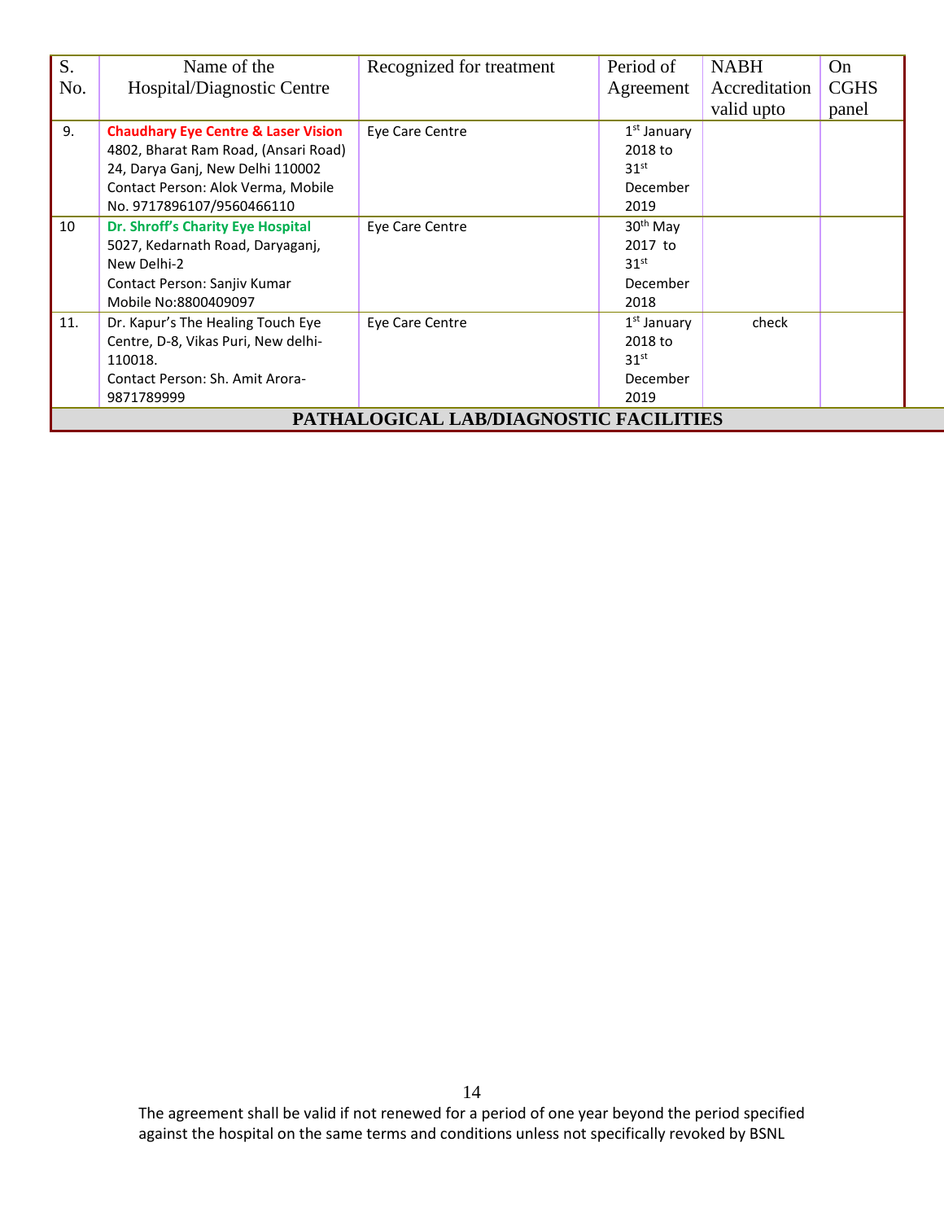| S. No. | Name of the Hospital/Diagnostic Centre | Recognized for treatment | Period of Agreement | NABH Accreditation valid upto | On CGHS panel |
|---|---|---|---|---|---|
| 9. | **Chaudhary Eye Centre & Laser Vision** 4802, Bharat Ram Road, (Ansari Road) 24, Darya Ganj, New Delhi 110002 Contact Person: Alok Verma, Mobile No. 9717896107/9560466110 | Eye Care Centre | 1st January 2018 to 31st December 2019 | | |
| 10 | **Dr. Shroff's Charity Eye Hospital** 5027, Kedarnath Road, Daryaganj, New Delhi-2 Contact Person: Sanjiv Kumar Mobile No:8800409097 | Eye Care Centre | 30th May 2017 to 31st December 2018 | | |
| 11. | Dr. Kapur's The Healing Touch Eye Centre, D-8, Vikas Puri, New delhi-110018. Contact Person: Sh. Amit Arora-9871789999 | Eye Care Centre | 1st January 2018 to 31st December 2019 | check | |
| **PATHALOGICAL LAB/DIAGNOSTIC FACILITIES** | | | | | |

The agreement shall be valid if not renewed for a period of one year beyond the period specified against the hospital on the same terms and conditions unless not specifically revoked by BSNL